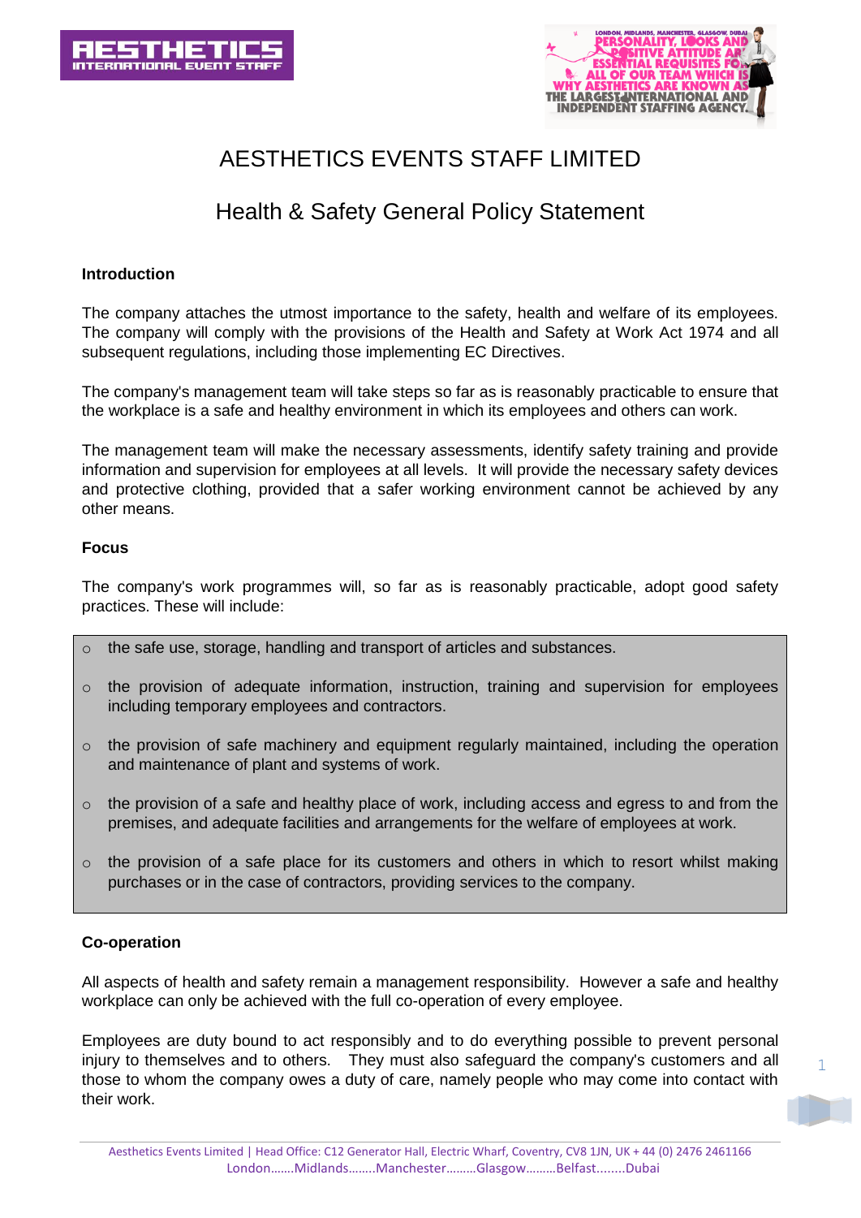# AESTHETICS EVENTS STAFF LIMITED

## Health & Safety General Policy Statement

**Introduction**

The company attaches the utmost importance to the safety, health and welfare of its employees. The company will comply with the provisions of the Health and Safety at Work Act 1974 and all subsequent regulations, including those implementing EC Directives.

The company's management team will take steps so far as is reasonably practicable to ensure that the workplace is a safe and healthy environment in which its employees and others can work.

The management team will make the necessary assessments, identify safety training and provide information and supervision for employees at all levels. It will provide the necessary safety devices and protective clothing, provided that a safer working environment cannot be achieved by any other means.

**Focus**

The company's work programmes will, so far as is reasonably practicable, adopt good safety practices. These will include:

- the safe use, storage, handling and transport of articles and substances.
- the provision of adequate information, instruction, training and supervision for employees including temporary employees and contractors.
- the provision of safe machinery and equipment regularly maintained, including the operation and maintenance of plant and systems of work.
- the provision of a safe and healthy place of work, including access and egress to and from the premises, and adequate facilities and arrangements for the welfare of employees at work.
- the provision of a safe place for its customers and others in which to resort whilst making purchases or in the case of contractors, providing services to the company.

**Co-operation**

All aspects of health and safety remain a management responsibility. However a safe and healthy workplace can only be achieved with the full co-operation of every employee.

Employees are duty bound to act responsibly and to do everything possible to prevent personal injury to themselves and to others. They must also safeguard the company's customers and all those to whom the company owes a duty of care, namely people who may come into contact with their work.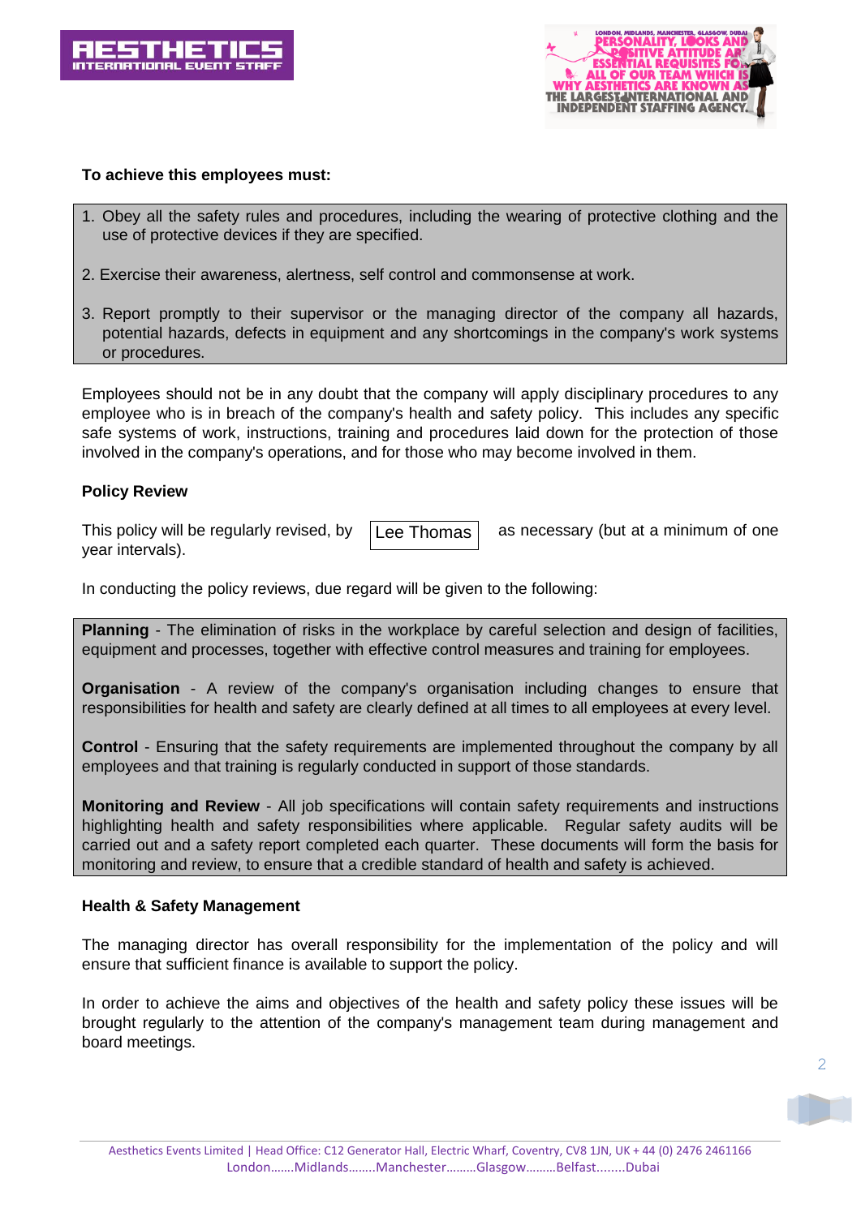**To achieve this employees must:**

1. Obey all the safety rules and procedures, including the wearing of protective clothing and the use of protective devices if they are specified.
2. Exercise their awareness, alertness, self control and commonsense at work.
3. Report promptly to their supervisor or the managing director of the company all hazards, potential hazards, defects in equipment and any shortcomings in the company's work systems or procedures.

Employees should not be in any doubt that the company will apply disciplinary procedures to any employee who is in breach of the company's health and safety policy. This includes any specific safe systems of work, instructions, training and procedures laid down for the protection of those involved in the company's operations, and for those who may become involved in them.

**Policy Review**

This policy will be regularly revised, by Lee Thomas as necessary (but at a minimum of one year intervals).

In conducting the policy reviews, due regard will be given to the following:

**Planning** - The elimination of risks in the workplace by careful selection and design of facilities, equipment and processes, together with effective control measures and training for employees.

**Organisation** - A review of the company's organisation including changes to ensure that responsibilities for health and safety are clearly defined at all times to all employees at every level.

**Control** - Ensuring that the safety requirements are implemented throughout the company by all employees and that training is regularly conducted in support of those standards.

**Monitoring and Review** - All job specifications will contain safety requirements and instructions highlighting health and safety responsibilities where applicable. Regular safety audits will be carried out and a safety report completed each quarter. These documents will form the basis for monitoring and review, to ensure that a credible standard of health and safety is achieved.

**Health & Safety Management**

The managing director has overall responsibility for the implementation of the policy and will ensure that sufficient finance is available to support the policy.

In order to achieve the aims and objectives of the health and safety policy these issues will be brought regularly to the attention of the company's management team during management and board meetings.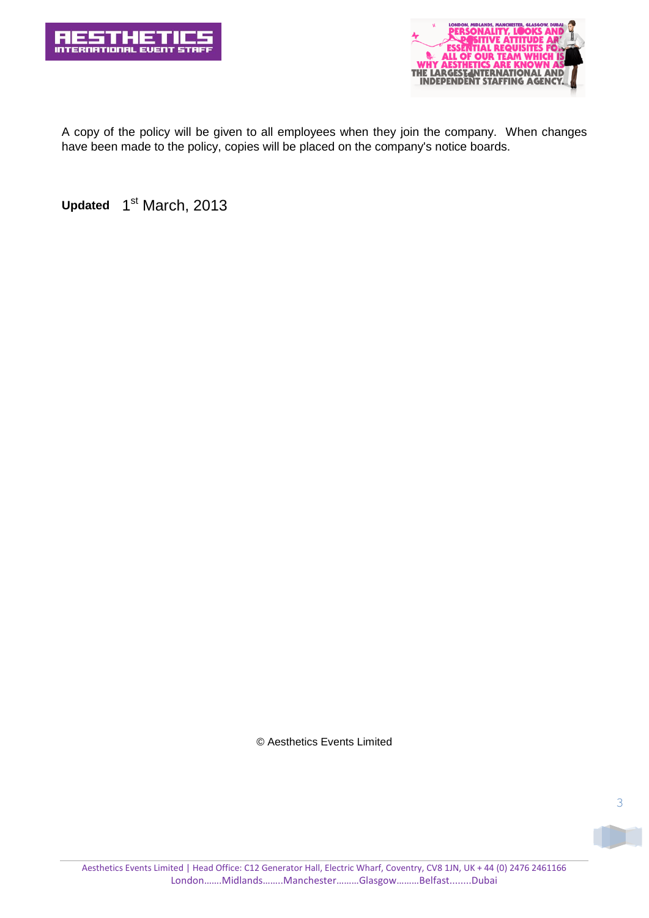A copy of the policy will be given to all employees when they join the company. When changes have been made to the policy, copies will be placed on the company's notice boards.

**Updated** 1st March, 2013

© Aesthetics Events Limited